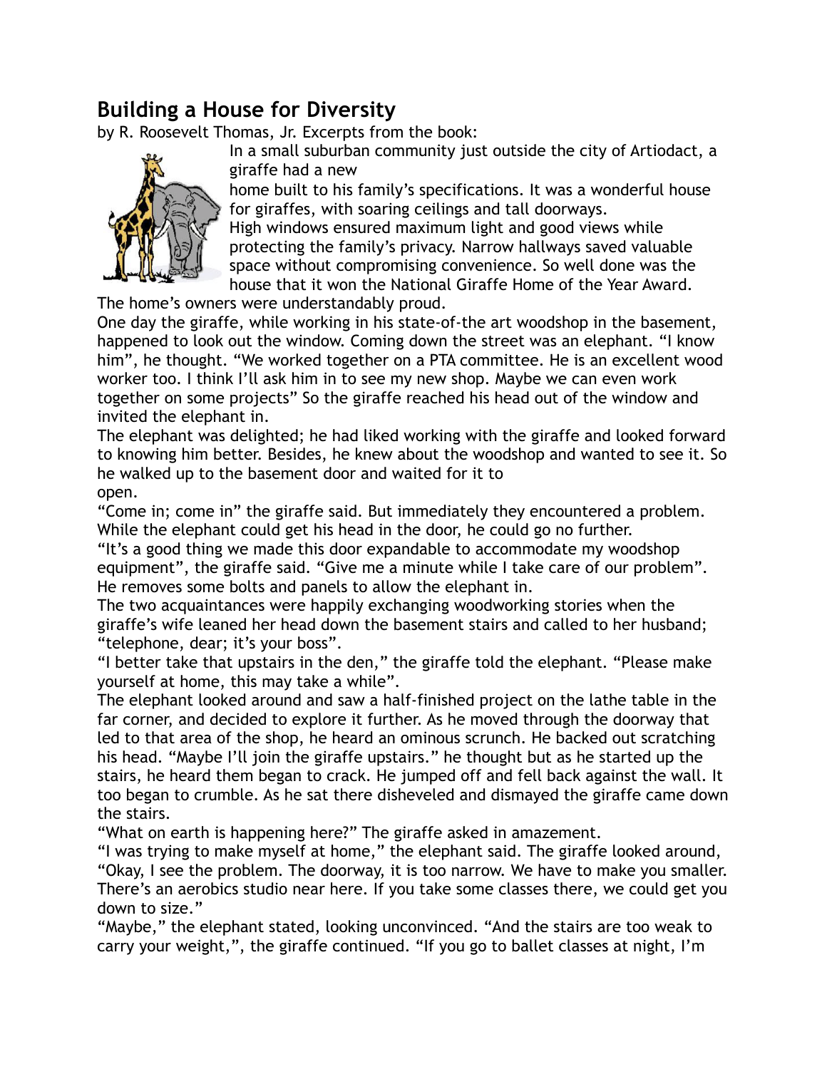## Building a House for Diversity

by R. Roosevelt Thomas, Jr. Excerpts from the book:

In a small suburban community just outside the city of Artiodact, a giraffe had a new home built to his family's specifications. It was a wonderful house for giraffes, with soaring ceilings and tall doorways. High windows ensured maximum light and good views while protecting the family's privacy. Narrow hallways saved valuable space without compromising convenience. So well done was the house that it won the National Giraffe Home of the Year Award. The home's owners were understandably proud.

One day the giraffe, while working in his state-of-the art woodshop in the basement, happened to look out the window. Coming down the street was an elephant. "I know him", he thought. "We worked together on a PTA committee. He is an excellent wood worker too. I think I'll ask him in to see my new shop. Maybe we can even work together on some projects" So the giraffe reached his head out of the window and invited the elephant in.

The elephant was delighted; he had liked working with the giraffe and looked forward to knowing him better. Besides, he knew about the woodshop and wanted to see it. So he walked up to the basement door and waited for it to open.

"Come in; come in" the giraffe said. But immediately they encountered a problem. While the elephant could get his head in the door, he could go no further.

"It's a good thing we made this door expandable to accommodate my woodshop equipment", the giraffe said. "Give me a minute while I take care of our problem". He removes some bolts and panels to allow the elephant in.

The two acquaintances were happily exchanging woodworking stories when the giraffe's wife leaned her head down the basement stairs and called to her husband; "telephone, dear; it's your boss".

"I better take that upstairs in the den," the giraffe told the elephant. "Please make yourself at home, this may take a while".

The elephant looked around and saw a half-finished project on the lathe table in the far corner, and decided to explore it further. As he moved through the doorway that led to that area of the shop, he heard an ominous scrunch. He backed out scratching his head. "Maybe I'll join the giraffe upstairs." he thought but as he started up the stairs, he heard them began to crack. He jumped off and fell back against the wall. It too began to crumble. As he sat there disheveled and dismayed the giraffe came down the stairs.

"What on earth is happening here?" The giraffe asked in amazement.

"I was trying to make myself at home," the elephant said. The giraffe looked around, "Okay, I see the problem. The doorway, it is too narrow. We have to make you smaller. There's an aerobics studio near here. If you take some classes there, we could get you down to size."

"Maybe," the elephant stated, looking unconvinced. "And the stairs are too weak to carry your weight,", the giraffe continued. "If you go to ballet classes at night, I'm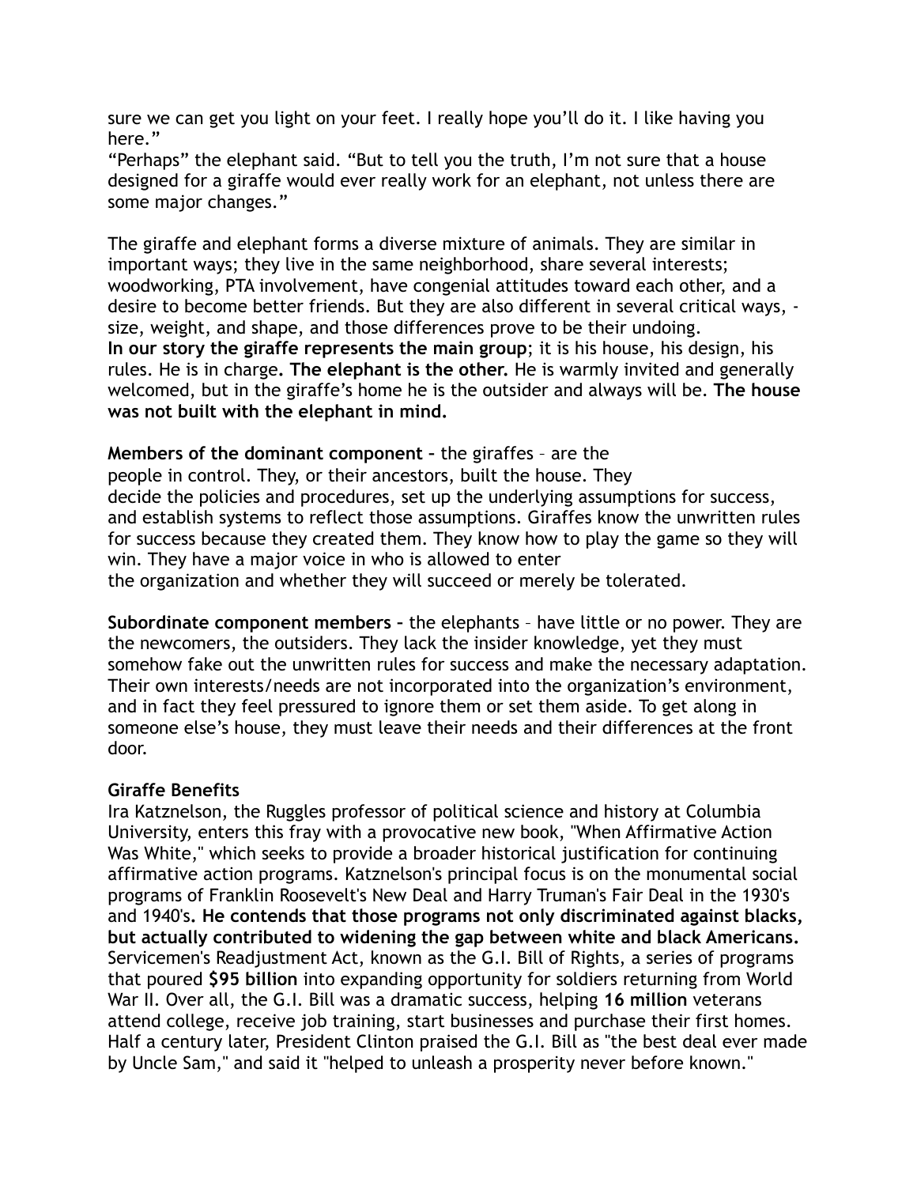sure we can get you light on your feet. I really hope you'll do it. I like having you here."
"Perhaps" the elephant said. "But to tell you the truth, I'm not sure that a house designed for a giraffe would ever really work for an elephant, not unless there are some major changes."

The giraffe and elephant forms a diverse mixture of animals. They are similar in important ways; they live in the same neighborhood, share several interests; woodworking, PTA involvement, have congenial attitudes toward each other, and a desire to become better friends. But they are also different in several critical ways, - size, weight, and shape, and those differences prove to be their undoing.
**In our story the giraffe represents the main group**; it is his house, his design, his rules. He is in charge**. The elephant is the other.** He is warmly invited and generally welcomed, but in the giraffe's home he is the outsider and always will be. **The house was not built with the elephant in mind.**

**Members of the dominant component –** the giraffes – are the people in control. They, or their ancestors, built the house. They decide the policies and procedures, set up the underlying assumptions for success, and establish systems to reflect those assumptions. Giraffes know the unwritten rules for success because they created them. They know how to play the game so they will win. They have a major voice in who is allowed to enter the organization and whether they will succeed or merely be tolerated.

**Subordinate component members –** the elephants – have little or no power. They are the newcomers, the outsiders. They lack the insider knowledge, yet they must somehow fake out the unwritten rules for success and make the necessary adaptation. Their own interests/needs are not incorporated into the organization's environment, and in fact they feel pressured to ignore them or set them aside. To get along in someone else's house, they must leave their needs and their differences at the front door.

**Giraffe Benefits**
Ira Katznelson, the Ruggles professor of political science and history at Columbia University, enters this fray with a provocative new book, "When Affirmative Action Was White," which seeks to provide a broader historical justification for continuing affirmative action programs. Katznelson's principal focus is on the monumental social programs of Franklin Roosevelt's New Deal and Harry Truman's Fair Deal in the 1930's and 1940's**. He contends that those programs not only discriminated against blacks, but actually contributed to widening the gap between white and black Americans.** Servicemen's Readjustment Act, known as the G.I. Bill of Rights, a series of programs that poured **$95 billion** into expanding opportunity for soldiers returning from World War II. Over all, the G.I. Bill was a dramatic success, helping **16 million** veterans attend college, receive job training, start businesses and purchase their first homes. Half a century later, President Clinton praised the G.I. Bill as "the best deal ever made by Uncle Sam," and said it "helped to unleash a prosperity never before known."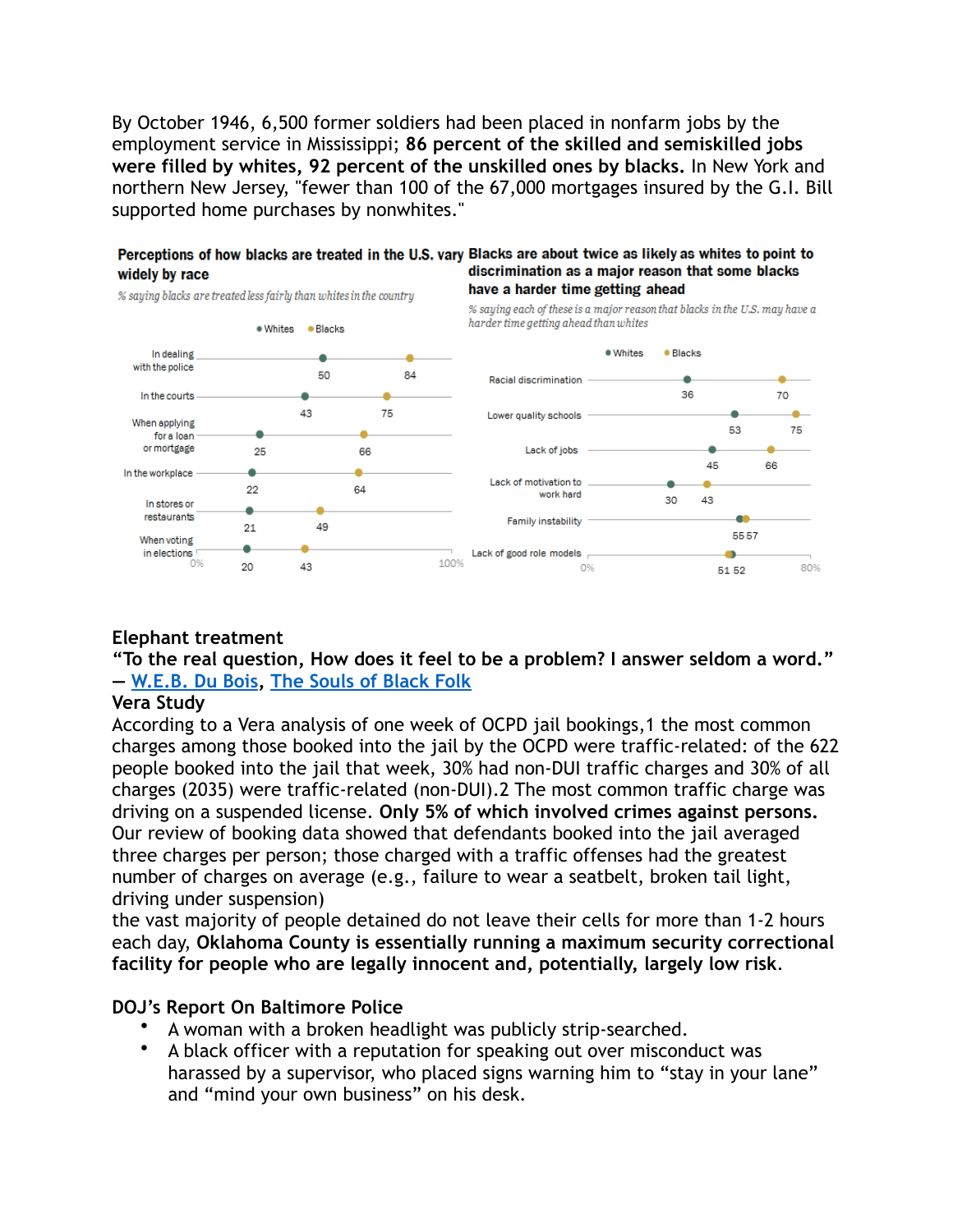By October 1946, 6,500 former soldiers had been placed in nonfarm jobs by the employment service in Mississippi; **86 percent of the skilled and semiskilled jobs were filled by whites, 92 percent of the unskilled ones by blacks.** In New York and northern New Jersey, "fewer than 100 of the 67,000 mortgages insured by the G.I. Bill supported home purchases by nonwhites."

**Perceptions of how blacks are treated in the U.S. vary widely by race**

*% saying blacks are treated less fairly than whites in the country*

| | Whites | Blacks |
|---|---|---|
| In dealing with the police | 50 | 84 |
| In the courts | 43 | 75 |
| When applying for a loan or mortgage | 25 | 66 |
| In the workplace | 22 | 64 |
| In stores or restaurants | 21 | 49 |
| When voting in elections | 20 | 43 |

**Blacks are about twice as likely as whites to point to discrimination as a major reason that some blacks have a harder time getting ahead**

*% saying each of these is a major reason that blacks in the U.S. may have a harder time getting ahead than whites*

| | Whites | Blacks |
|---|---|---|
| Racial discrimination | 36 | 70 |
| Lower quality schools | 53 | 75 |
| Lack of jobs | 45 | 66 |
| Lack of motivation to work hard | 30 | 43 |
| Family instability | 55 | 57 |
| Lack of good role models | 51 | 52 |

**Elephant treatment**

**"To the real question, How does it feel to be a problem? I answer seldom a word."**
**— W.E.B. Du Bois, The Souls of Black Folk**

**Vera Study**

According to a Vera analysis of one week of OCPD jail bookings,1 the most common charges among those booked into the jail by the OCPD were traffic-related: of the 622 people booked into the jail that week, 30% had non-DUI traffic charges and 30% of all charges (2035) were traffic-related (non-DUI).2 The most common traffic charge was driving on a suspended license. **Only 5% of which involved crimes against persons.** Our review of booking data showed that defendants booked into the jail averaged three charges per person; those charged with a traffic offenses had the greatest number of charges on average (e.g., failure to wear a seatbelt, broken tail light, driving under suspension)

the vast majority of people detained do not leave their cells for more than 1-2 hours each day, **Oklahoma County is essentially running a maximum security correctional facility for people who are legally innocent and, potentially, largely low risk**.

**DOJ's Report On Baltimore Police**

- A woman with a broken headlight was publicly strip-searched.
- A black officer with a reputation for speaking out over misconduct was harassed by a supervisor, who placed signs warning him to "stay in your lane" and "mind your own business" on his desk.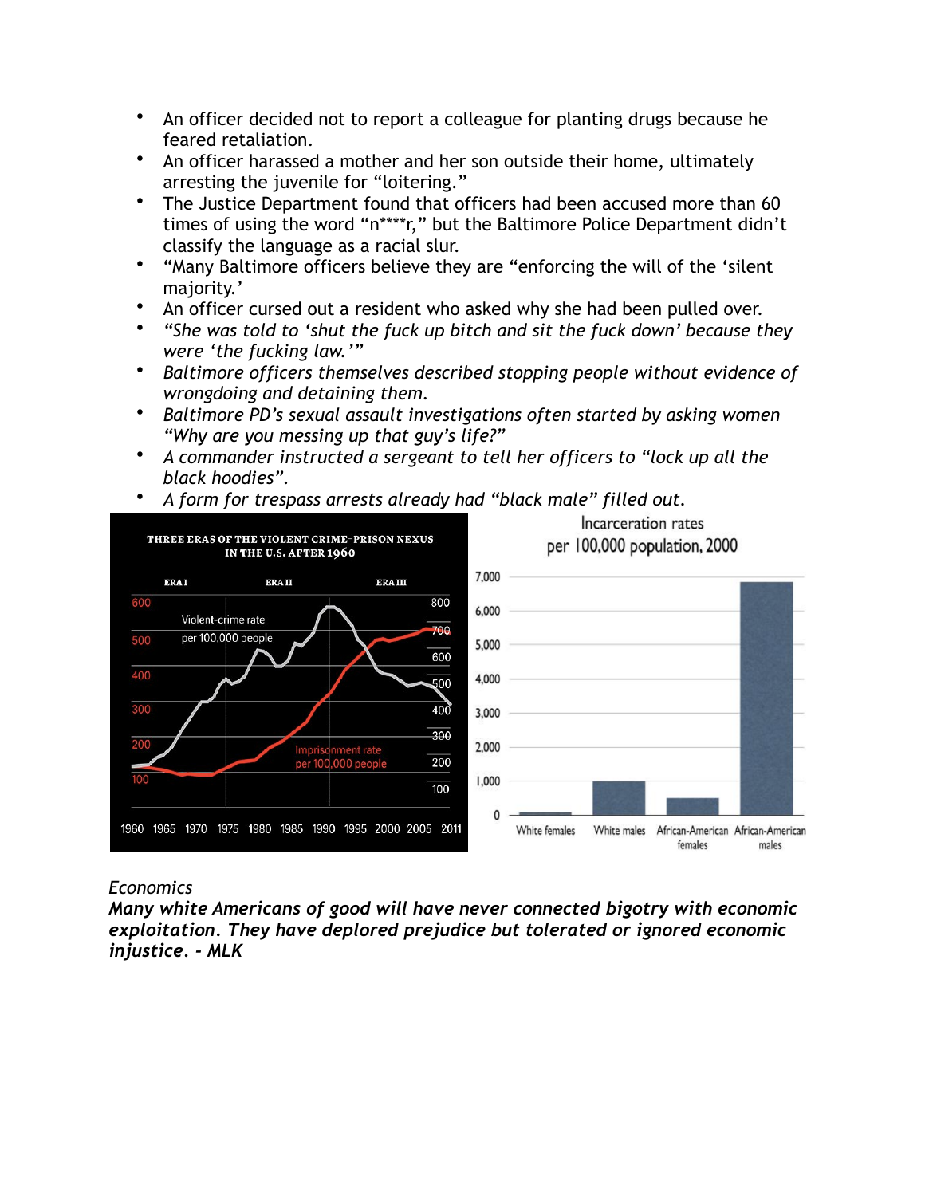- An officer decided not to report a colleague for planting drugs because he feared retaliation.
- An officer harassed a mother and her son outside their home, ultimately arresting the juvenile for "loitering."
- The Justice Department found that officers had been accused more than 60 times of using the word "n****r," but the Baltimore Police Department didn't classify the language as a racial slur.
- "Many Baltimore officers believe they are "enforcing the will of the 'silent majority.'
- An officer cursed out a resident who asked why she had been pulled over.
- *"She was told to 'shut the fuck up bitch and sit the fuck down' because they were 'the fucking law.'"*
- *Baltimore officers themselves described stopping people without evidence of wrongdoing and detaining them.*
- *Baltimore PD's sexual assault investigations often started by asking women "Why are you messing up that guy's life?"*
- *A commander instructed a sergeant to tell her officers to "lock up all the black hoodies".*
- *A form for trespass arrests already had "black male" filled out.*

*Economics*

***Many white Americans of good will have never connected bigotry with economic exploitation. They have deplored prejudice but tolerated or ignored economic injustice. - MLK***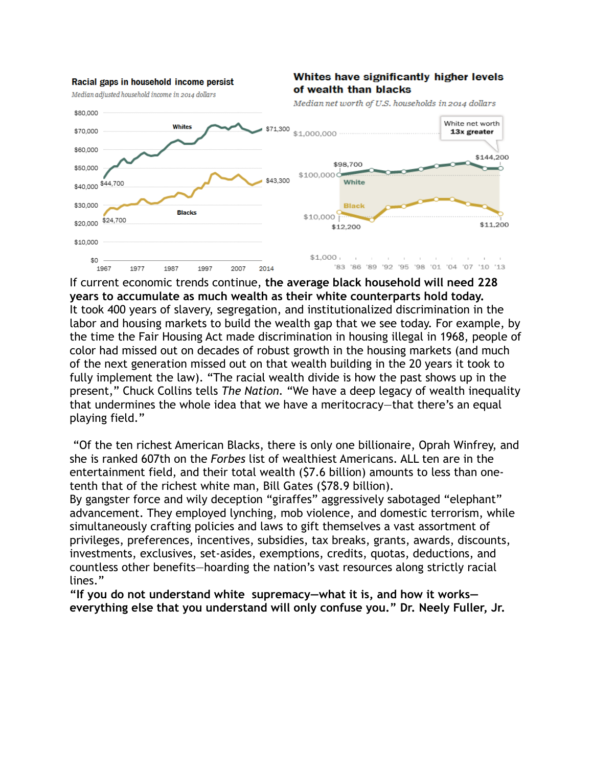Racial gaps in household income persist

*Median adjusted household income in 2014 dollars*

Whites have significantly higher levels of wealth than blacks

*Median net worth of U.S. households in 2014 dollars*

If current economic trends continue, **the average black household will need 228 years to accumulate as much wealth as their white counterparts hold today.** It took 400 years of slavery, segregation, and institutionalized discrimination in the labor and housing markets to build the wealth gap that we see today. For example, by the time the Fair Housing Act made discrimination in housing illegal in 1968, people of color had missed out on decades of robust growth in the housing markets (and much of the next generation missed out on that wealth building in the 20 years it took to fully implement the law). "The racial wealth divide is how the past shows up in the present," Chuck Collins tells *The Nation*. "We have a deep legacy of wealth inequality that undermines the whole idea that we have a meritocracy—that there's an equal playing field."

"Of the ten richest American Blacks, there is only one billionaire, Oprah Winfrey, and she is ranked 607th on the *Forbes* list of wealthiest Americans. ALL ten are in the entertainment field, and their total wealth ($7.6 billion) amounts to less than one-tenth that of the richest white man, Bill Gates ($78.9 billion).
By gangster force and wily deception "giraffes" aggressively sabotaged "elephant" advancement. They employed lynching, mob violence, and domestic terrorism, while simultaneously crafting policies and laws to gift themselves a vast assortment of privileges, preferences, incentives, subsidies, tax breaks, grants, awards, discounts, investments, exclusives, set-asides, exemptions, credits, quotas, deductions, and countless other benefits—hoarding the nation's vast resources along strictly racial lines."

**"If you do not understand white supremacy—what it is, and how it works—everything else that you understand will only confuse you." Dr. Neely Fuller, Jr.**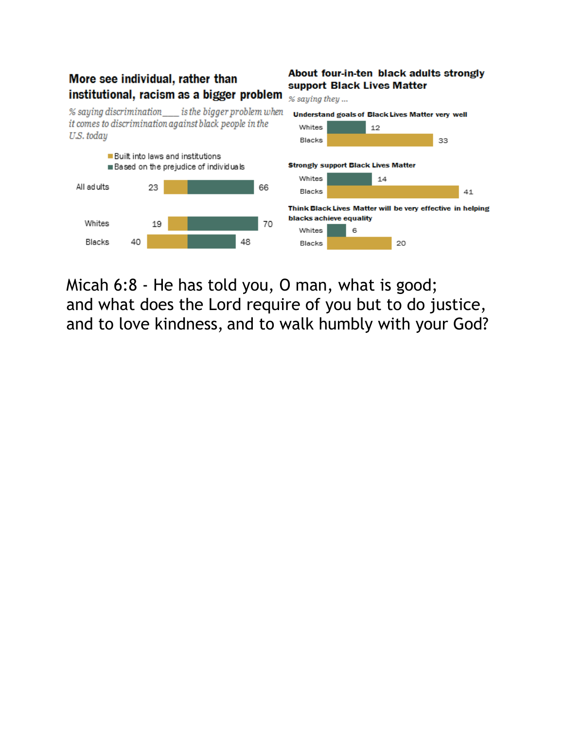**More see individual, rather than institutional, racism as a bigger problem**

*% saying discrimination ___ is the bigger problem when it comes to discrimination against black people in the U.S. today*

Built into laws and institutions
Based on the prejudice of individuals

All adults 23 66

Whites 19 70

Blacks 40 48

**About four-in-ten black adults strongly support Black Lives Matter**

*% saying they ...*

**Understand goals of Black Lives Matter very well**

Whites 12

Blacks 33

**Strongly support Black Lives Matter**

Whites 14

Blacks 41

**Think Black Lives Matter will be very effective in helping blacks achieve equality**

Whites 6

Blacks 20

Micah 6:8 - He has told you, O man, what is good;
and what does the Lord require of you but to do justice,
and to love kindness, and to walk humbly with your God?